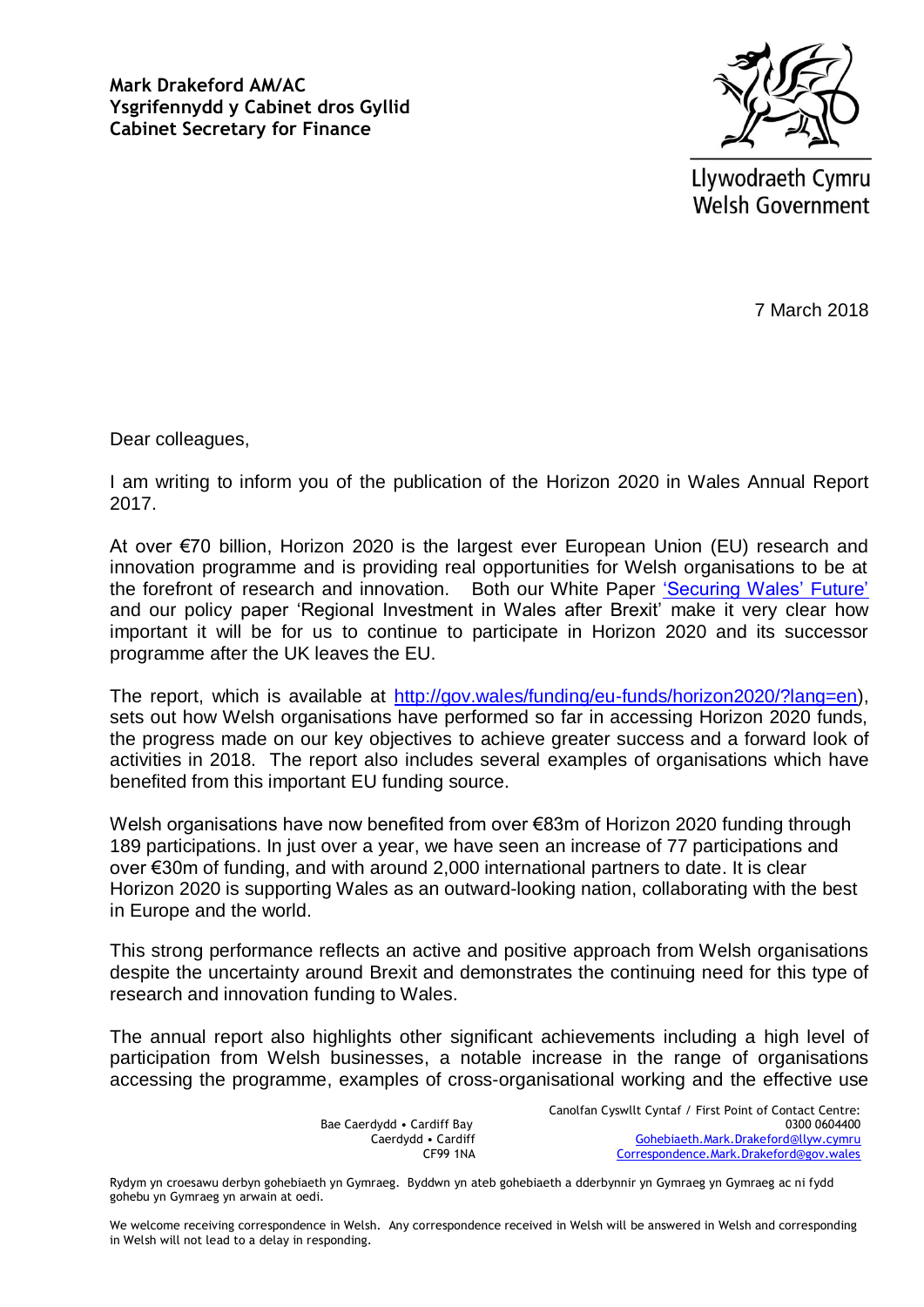**Mark Drakeford AM/AC**
**Ysgrifennydd y Cabinet dros Gyllid**
**Cabinet Secretary for Finance**

Llywodraeth Cymru
Welsh Government

7 March 2018

Dear colleagues,

I am writing to inform you of the publication of the Horizon 2020 in Wales Annual Report 2017.

At over €70 billion, Horizon 2020 is the largest ever European Union (EU) research and innovation programme and is providing real opportunities for Welsh organisations to be at the forefront of research and innovation. Both our White Paper ['Securing Wales' Future'](#) and our policy paper 'Regional Investment in Wales after Brexit' make it very clear how important it will be for us to continue to participate in Horizon 2020 and its successor programme after the UK leaves the EU.

The report, which is available at http://gov.wales/funding/eu-funds/horizon2020/?lang=en), sets out how Welsh organisations have performed so far in accessing Horizon 2020 funds, the progress made on our key objectives to achieve greater success and a forward look of activities in 2018. The report also includes several examples of organisations which have benefited from this important EU funding source.

Welsh organisations have now benefited from over €83m of Horizon 2020 funding through 189 participations. In just over a year, we have seen an increase of 77 participations and over €30m of funding, and with around 2,000 international partners to date. It is clear Horizon 2020 is supporting Wales as an outward-looking nation, collaborating with the best in Europe and the world.

This strong performance reflects an active and positive approach from Welsh organisations despite the uncertainty around Brexit and demonstrates the continuing need for this type of research and innovation funding to Wales.

The annual report also highlights other significant achievements including a high level of participation from Welsh businesses, a notable increase in the range of organisations accessing the programme, examples of cross-organisational working and the effective use

Bae Caerdydd • Cardiff Bay
Caerdydd • Cardiff
CF99 1NA

Canolfan Cyswllt Cyntaf / First Point of Contact Centre:
0300 0604400
Gohebiaeth.Mark.Drakeford@llyw.cymru
Correspondence.Mark.Drakeford@gov.wales

Rydym yn croesawu derbyn gohebiaeth yn Gymraeg. Byddwn yn ateb gohebiaeth a dderbynnir yn Gymraeg yn Gymraeg ac ni fydd gohebu yn Gymraeg yn arwain at oedi.

We welcome receiving correspondence in Welsh. Any correspondence received in Welsh will be answered in Welsh and corresponding in Welsh will not lead to a delay in responding.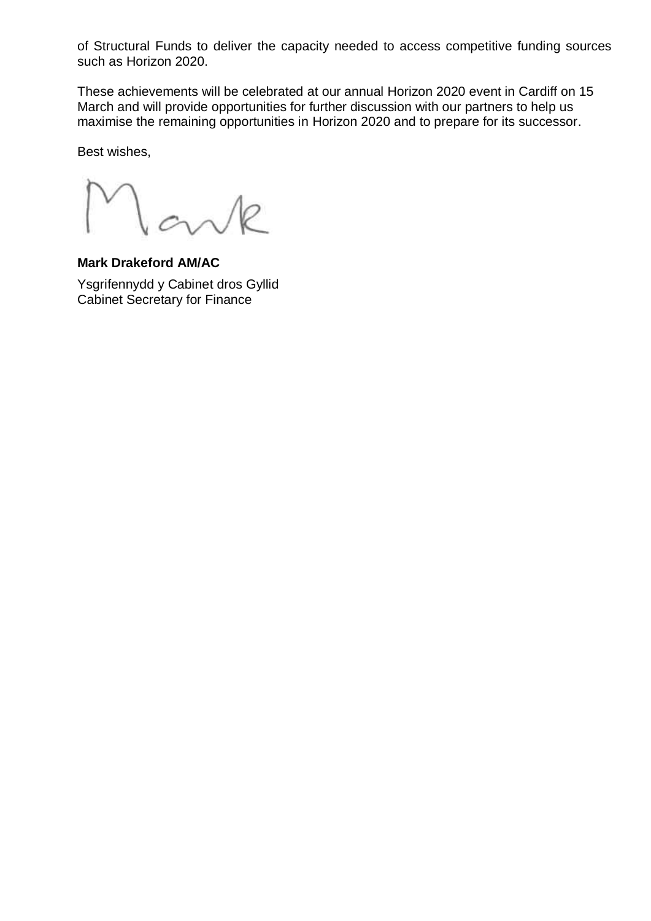of Structural Funds to deliver the capacity needed to access competitive funding sources such as Horizon 2020.

These achievements will be celebrated at our annual Horizon 2020 event in Cardiff on 15 March and will provide opportunities for further discussion with our partners to help us maximise the remaining opportunities in Horizon 2020 and to prepare for its successor.

Best wishes,

Mark

**Mark Drakeford AM/AC**

Ysgrifennydd y Cabinet dros Gyllid
Cabinet Secretary for Finance